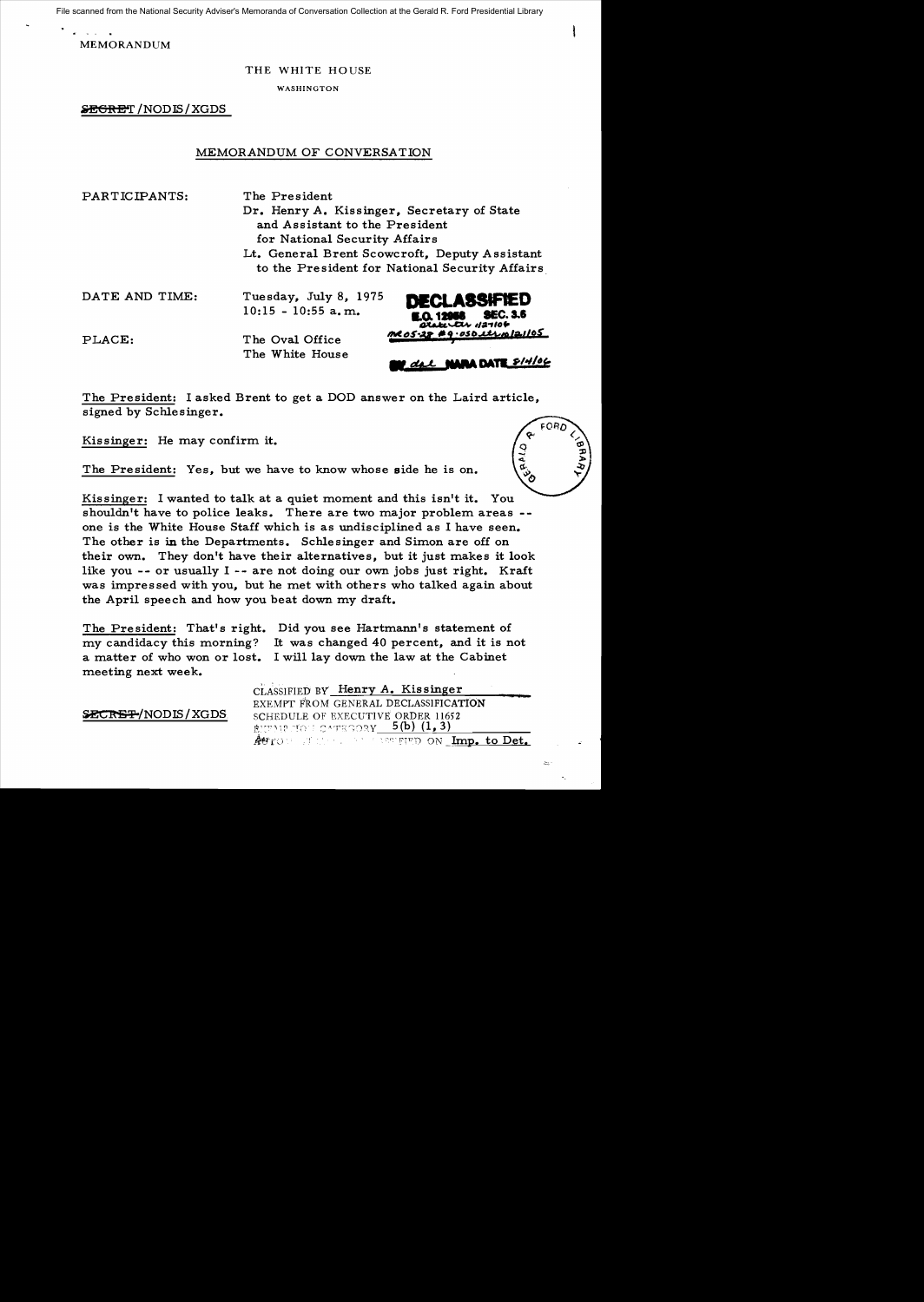File scanned from the National Security Adviser's Memoranda of Conversation Collection at the Gerald R. Ford Presidential Library

MEMORANDUM

THE WHITE HOUSE

WASHINGTON

~~SECRET~~/NODIS/XGDS

MEMORANDUM OF CONVERSATION

PARTICIPANTS: The President
Dr. Henry A. Kissinger, Secretary of State and Assistant to the President for National Security Affairs
Lt. General Brent Scowcroft, Deputy Assistant to the President for National Security Affairs

DATE AND TIME: Tuesday, July 8, 1975
10:15 - 10:55 a.m.

PLACE: The Oval Office
The White House

DECLASSIFIED
E.O. 12958 SEC. 3.6
MR05-28 #9; OSD ltr 12/1/05
BY dal NARA DATE 8/4/06

The President: I asked Brent to get a DOD answer on the Laird article, signed by Schlesinger.

Kissinger: He may confirm it.

The President: Yes, but we have to know whose side he is on.

Kissinger: I wanted to talk at a quiet moment and this isn't it. You shouldn't have to police leaks. There are two major problem areas -- one is the White House Staff which is as undisciplined as I have seen. The other is in the Departments. Schlesinger and Simon are off on their own. They don't have their alternatives, but it just makes it look like you -- or usually I -- are not doing our own jobs just right. Kraft was impressed with you, but he met with others who talked again about the April speech and how you beat down my draft.

The President: That's right. Did you see Hartmann's statement of my candidacy this morning? It was changed 40 percent, and it is not a matter of who won or lost. I will lay down the law at the Cabinet meeting next week.

~~SECRET~~/NODIS/XGDS

CLASSIFIED BY Henry A. Kissinger
EXEMPT FROM GENERAL DECLASSIFICATION
SCHEDULE OF EXECUTIVE ORDER 11652
EXEMPTION CATEGORY 5(b) (1, 3)
AUTOMATICALLY DECLASSIFIED ON Imp. to Det.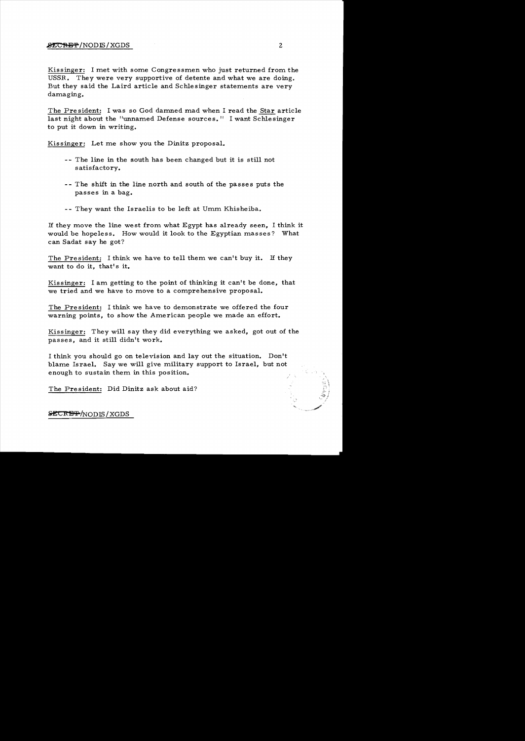Kissinger: I met with some Congressmen who just returned from the USSR. They were very supportive of detente and what we are doing. But they said the Laird article and Schlesinger statements are very damaging.

The President: I was so God damned mad when I read the Star article last night about the "unnamed Defense sources." I want Schlesinger to put it down in writing.

Kissinger: Let me show you the Dinitz proposal.

- -- The line in the south has been changed but it is still not satisfactory.
- -- The shift in the line north and south of the passes puts the passes in a bag.
- -- They want the Israelis to be left at Umm Khisheiba.

If they move the line west from what Egypt has already seen, I think it would be hopeless. How would it look to the Egyptian masses? What can Sadat say he got?

The President: I think we have to tell them we can't buy it. If they want to do it, that's it.

Kissinger: I am getting to the point of thinking it can't be done, that we tried and we have to move to a comprehensive proposal.

The President: I think we have to demonstrate we offered the four warning points, to show the American people we made an effort.

Kissinger: They will say they did everything we asked, got out of the passes, and it still didn't work.

I think you should go on television and lay out the situation. Don't blame Israel. Say we will give military support to Israel, but not enough to sustain them in this position.

The President: Did Dinitz ask about aid?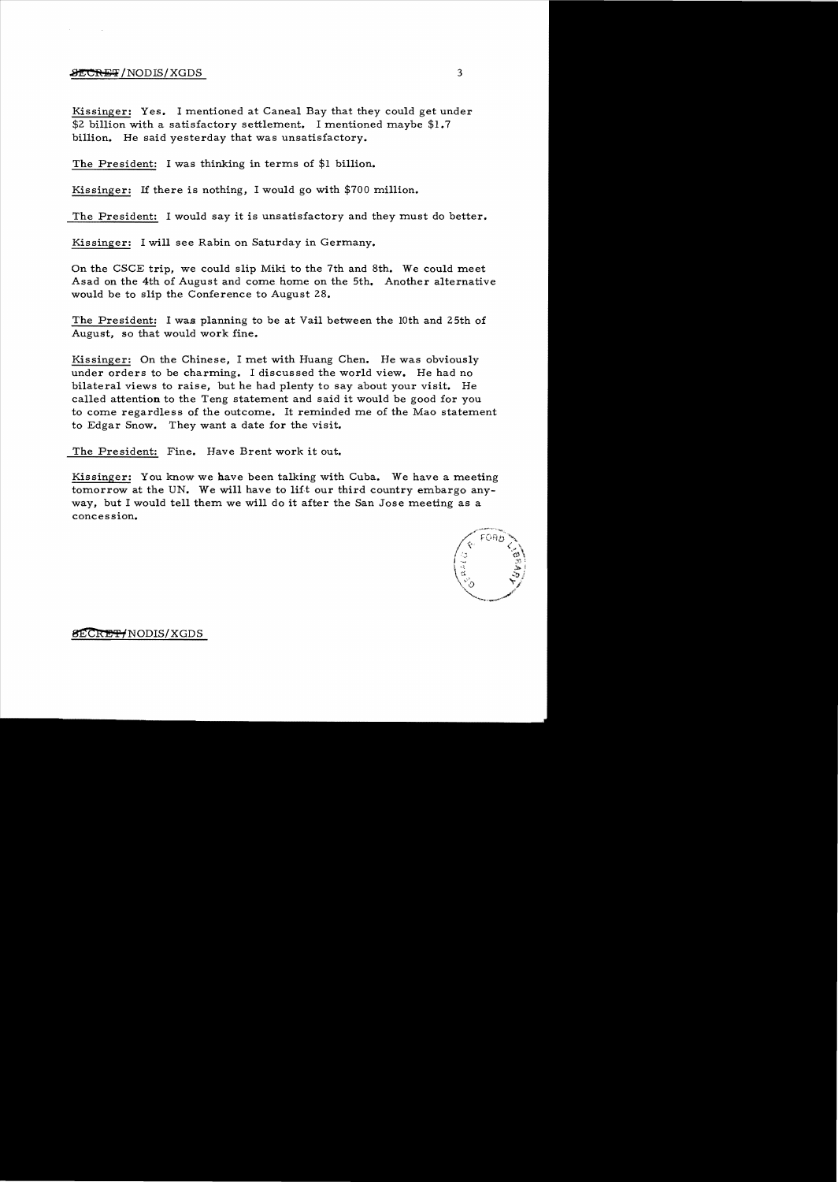Kissinger: Yes. I mentioned at Caneal Bay that they could get under $2 billion with a satisfactory settlement. I mentioned maybe $1.7 billion. He said yesterday that was unsatisfactory.

The President: I was thinking in terms of $1 billion.

Kissinger: If there is nothing, I would go with $700 million.

The President: I would say it is unsatisfactory and they must do better.

Kissinger: I will see Rabin on Saturday in Germany.

On the CSCE trip, we could slip Miki to the 7th and 8th. We could meet Asad on the 4th of August and come home on the 5th. Another alternative would be to slip the Conference to August 28.

The President: I was planning to be at Vail between the 10th and 25th of August, so that would work fine.

Kissinger: On the Chinese, I met with Huang Chen. He was obviously under orders to be charming. I discussed the world view. He had no bilateral views to raise, but he had plenty to say about your visit. He called attention to the Teng statement and said it would be good for you to come regardless of the outcome. It reminded me of the Mao statement to Edgar Snow. They want a date for the visit.

The President: Fine. Have Brent work it out.

Kissinger: You know we have been talking with Cuba. We have a meeting tomorrow at the UN. We will have to lift our third country embargo anyway, but I would tell them we will do it after the San Jose meeting as a concession.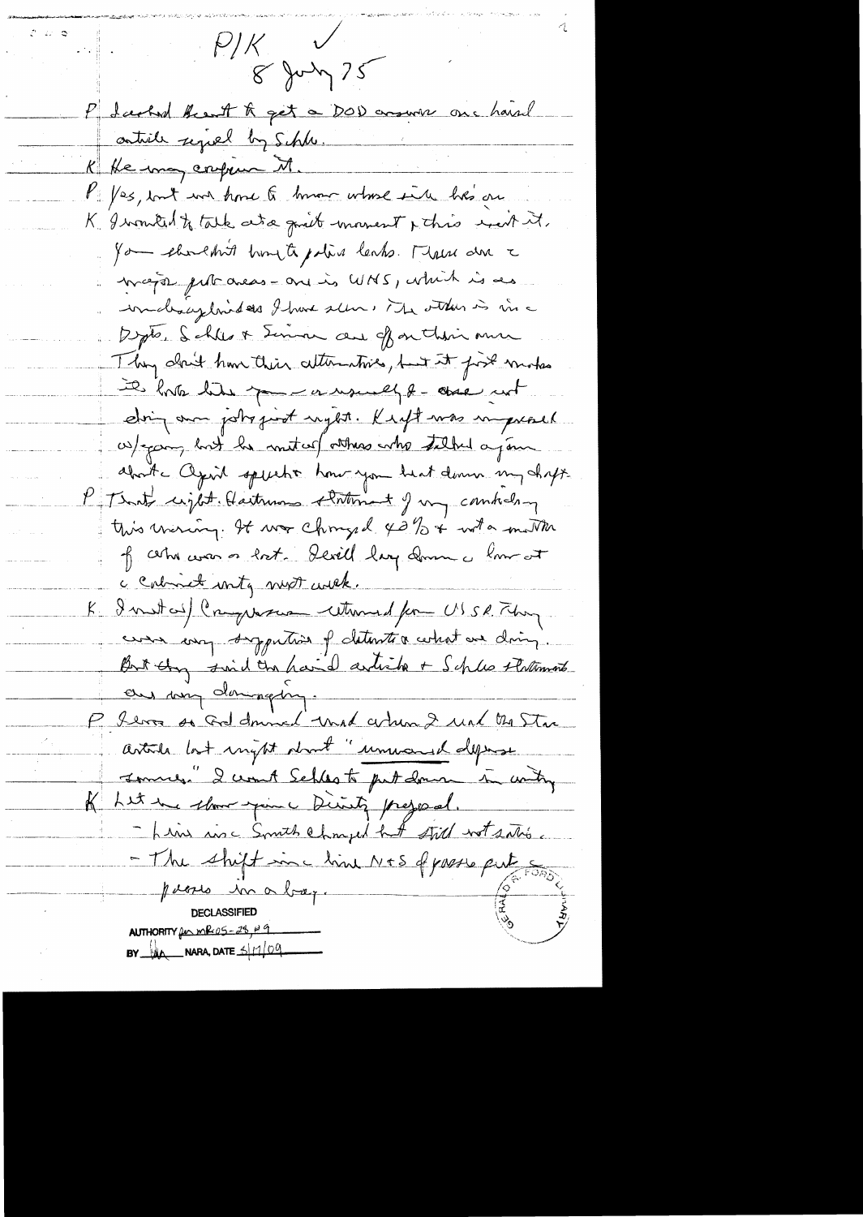P/K ✓
8 July 75

P Lacked Scowcroft to get a DOD answer on a hawk article signed by Schl.

K He may confirm it.

P Yes, but we have to know whose side he's on

K I wanted to talk at a quiet moment, & this isn't it. You shouldn't have to polish leaks. There are 2 major problem areas – one is WHS, which is as individualistic as I have seen. The other is in Depts. Schles & Simon are off on their own. They don't have their alternatives, but it just makes [us] look like you – as usually – are not doing our job quite right. Kraft was impressed w/you but he met w/others who talked against about the April speech & how you beat down my draft.

P That's right. Hartmann's statement of my contradicting this morning. It was changed 40% & not a matter of who won or lost. Deviled by down a line at a Cabinet mtg next week.

K I met w/ Congressmen returned from USSR. They were very supportive of détente & what we doing. But they said the hawk article & Schles statements are very damaging.

P I was so God damned mad when I read the Star article last night about "unwarranted defense [cuts]." I want Schles to put down in writing.

K Let me show you a Diversity proposal.
– Line in a Smith changed but still not satis.
– The shift in a line N+S of posse put a posse in a bay.

DECLASSIFIED
AUTHORITY per MR05-28 #9
BY [illegible] NARA, DATE 5/11/09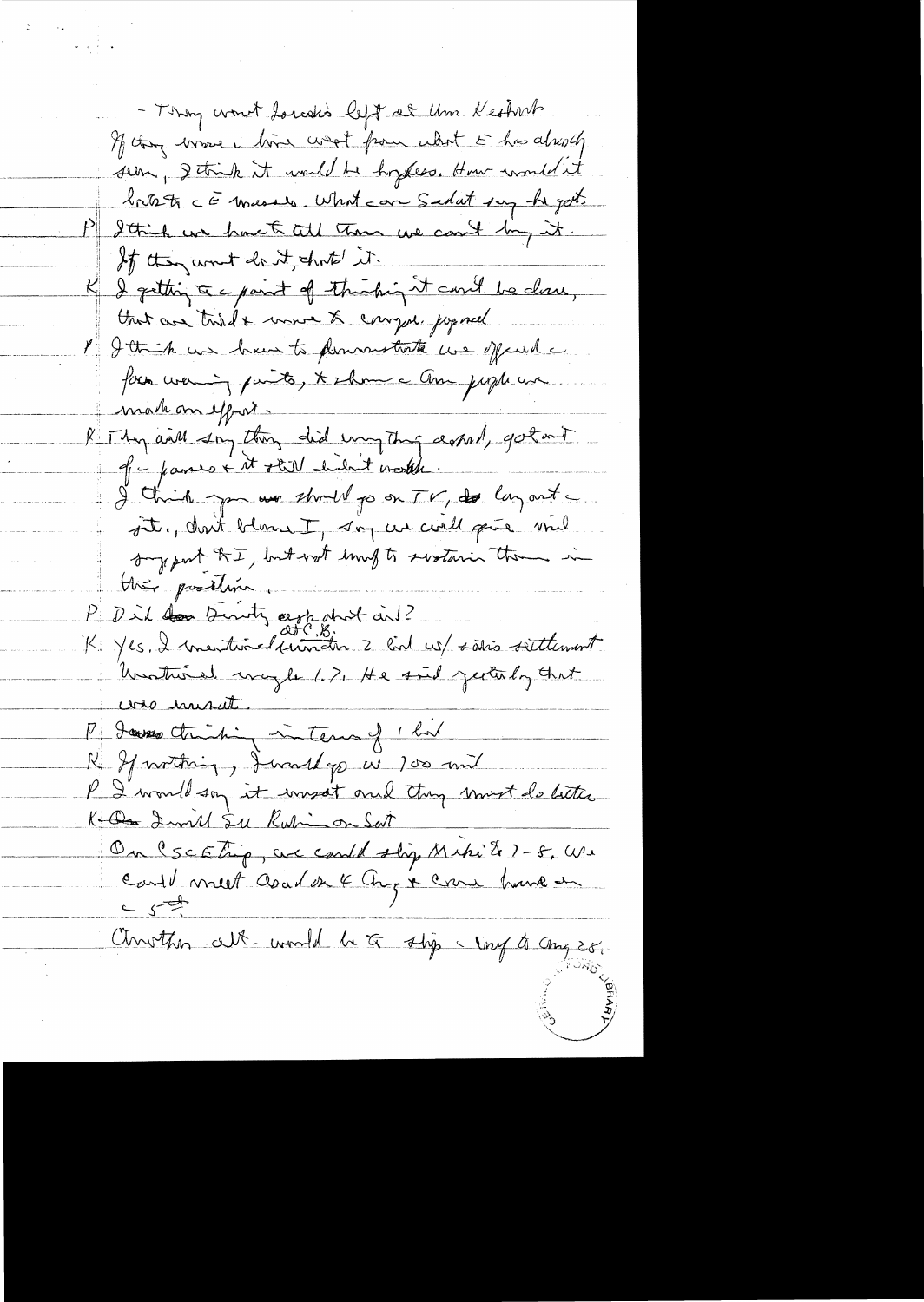- They want Lorraine's left at Um Keshreb
If they move line west from what E has already seen, I think it would be hopeless. How would it look to CE masses. What can Sadat say he got.

P I think we have to tell them we can't buy it. If they won't do it, that's it.

K I getting to a point of thinking it can't be done, that are tired & want to conquer. proposal

P I think we have to demonstrate we offered a few warning points, & show a Am people we made an effort.

K They will say they did everything asked, got out of passes & it still didn't work.
I think you or should go on TV, lay out a sit., don't blame I, say we will give mil support to I, but not enough to sustain them in their position.

P Did Dinitz ask about aid?

K Yes. I mentioned (w/ at C.B.) ~~winder~~ 2 bil w/ a this settlement. Mentioned maybe 1.7. He said yesterday that was insult.

P I was thinking in terms of 1 bil

K If nothing, I would go w/ 700 mil

P I would say it most and they must do better

K ~~On~~ I will see Rabin on Sat

On CSCE trip, we could skip Miki & 7-8. We could meet Asad on 4 Aug & come home on c 5th

Another alt. would be to skip & wait to Aug 28.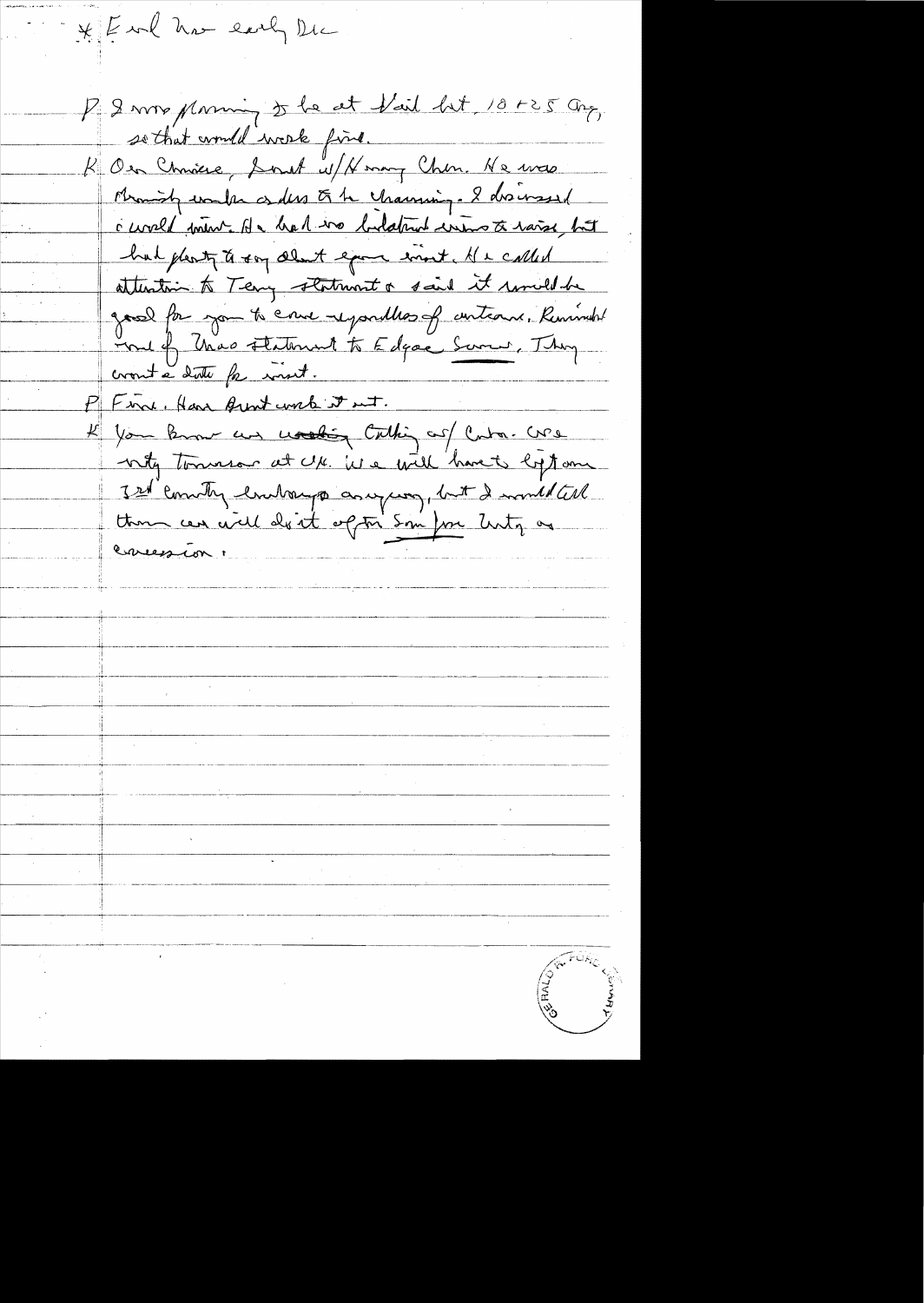* End Nov early Dec

P I was planning to be at Vail bet. 18 + 25 Aug, so that would work fine.

K On Chinese, I met w/ Huang Chen. He was thoroughly under orders to be charming. I discussed a world tour. He had no bilateral issues to raise, but had plenty to say about your visit. He called attention to Teng statement & said it would be good for you to come regardless of outcome. Reminded me of Mao statement to Edgar Snow. They want a date for visit.

P Fine. Have Brent work it out.

K You know we are working Cathy w/ Cuba. We vote tomorrow at UN. We will have to lift our 3rd country embargo anyway, but I would tell them we will do it after San Jose vote as concession.